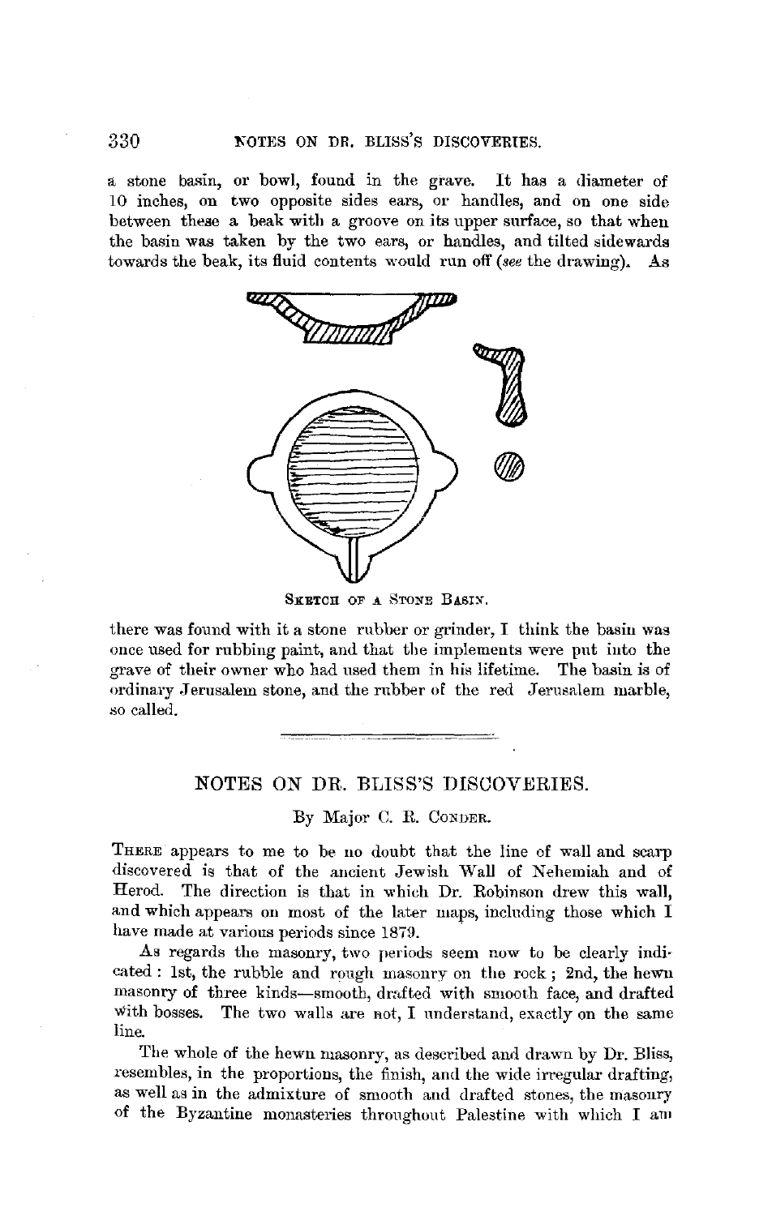a stone basin, or bowl, found in the grave. It has a diameter of 10 inches, on two opposite sides ears, or handles, and on one side between these a beak with a groove on its upper surface, so that when the basin was taken by the two ears, or handles, and tilted sidewards towards the beak, its fluid contents would run off (*see* the drawing). As

SKETCH OF A STONE BASIN.

there was found with it a stone rubber or grinder, I think the basin was once used for rubbing paint, and that the implements were put into the grave of their owner who had used them in his lifetime. The basin is of ordinary Jerusalem stone, and the rubber of the red Jerusalem marble, so called.

---

## NOTES ON DR. BLISS'S DISCOVERIES.

By Major C. R. CONDER.

THERE appears to me to be no doubt that the line of wall and scarp discovered is that of the ancient Jewish Wall of Nehemiah and of Herod. The direction is that in which Dr. Robinson drew this wall, and which appears on most of the later maps, including those which I have made at various periods since 1879.

As regards the masonry, two periods seem now to be clearly indicated: 1st, the rubble and rough masonry on the rock; 2nd, the hewn masonry of three kinds—smooth, drafted with smooth face, and drafted with bosses. The two walls are not, I understand, exactly on the same line.

The whole of the hewn masonry, as described and drawn by Dr. Bliss, resembles, in the proportions, the finish, and the wide irregular drafting, as well as in the admixture of smooth and drafted stones, the masonry of the Byzantine monasteries throughout Palestine with which I am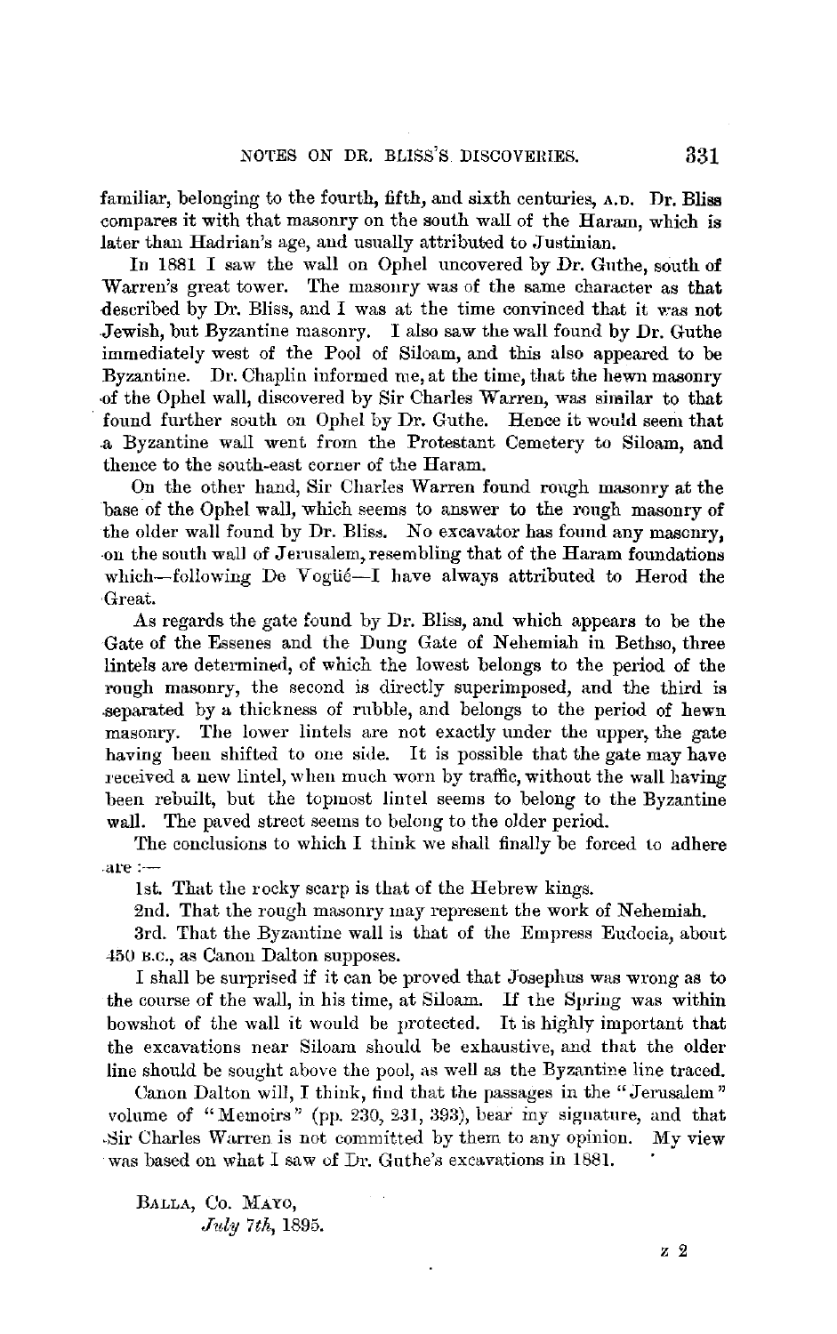familiar, belonging to the fourth, fifth, and sixth centuries, A.D. Dr. Bliss compares it with that masonry on the south wall of the Haram, which is later than Hadrian's age, and usually attributed to Justinian.

In 1881 I saw the wall on Ophel uncovered by Dr. Guthe, south of Warren's great tower. The masonry was of the same character as that described by Dr. Bliss, and I was at the time convinced that it was not Jewish, but Byzantine masonry. I also saw the wall found by Dr. Guthe immediately west of the Pool of Siloam, and this also appeared to be Byzantine. Dr. Chaplin informed me, at the time, that the hewn masonry of the Ophel wall, discovered by Sir Charles Warren, was similar to that found further south on Ophel by Dr. Guthe. Hence it would seem that a Byzantine wall went from the Protestant Cemetery to Siloam, and thence to the south-east corner of the Haram.

On the other hand, Sir Charles Warren found rough masonry at the base of the Ophel wall, which seems to answer to the rough masonry of the older wall found by Dr. Bliss. No excavator has found any masonry, on the south wall of Jerusalem, resembling that of the Haram foundations which—following De Vogüé—I have always attributed to Herod the Great.

As regards the gate found by Dr. Bliss, and which appears to be the Gate of the Essenes and the Dung Gate of Nehemiah in Bethso, three lintels are determined, of which the lowest belongs to the period of the rough masonry, the second is directly superimposed, and the third is separated by a thickness of rubble, and belongs to the period of hewn masonry. The lower lintels are not exactly under the upper, the gate having been shifted to one side. It is possible that the gate may have received a new lintel, when much worn by traffic, without the wall having been rebuilt, but the topmost lintel seems to belong to the Byzantine wall. The paved street seems to belong to the older period.

The conclusions to which I think we shall finally be forced to adhere are :—

1st. That the rocky scarp is that of the Hebrew kings.

2nd. That the rough masonry may represent the work of Nehemiah.

3rd. That the Byzantine wall is that of the Empress Eudocia, about 450 B.C., as Canon Dalton supposes.

I shall be surprised if it can be proved that Josephus was wrong as to the course of the wall, in his time, at Siloam. If the Spring was within bowshot of the wall it would be protected. It is highly important that the excavations near Siloam should be exhaustive, and that the older line should be sought above the pool, as well as the Byzantine line traced.

Canon Dalton will, I think, find that the passages in the "Jerusalem" volume of "Memoirs" (pp. 230, 231, 393), bear my signature, and that Sir Charles Warren is not committed by them to any opinion. My view was based on what I saw of Dr. Guthe's excavations in 1881.

BALLA, Co. MAYO,
*July 7th*, 1895.